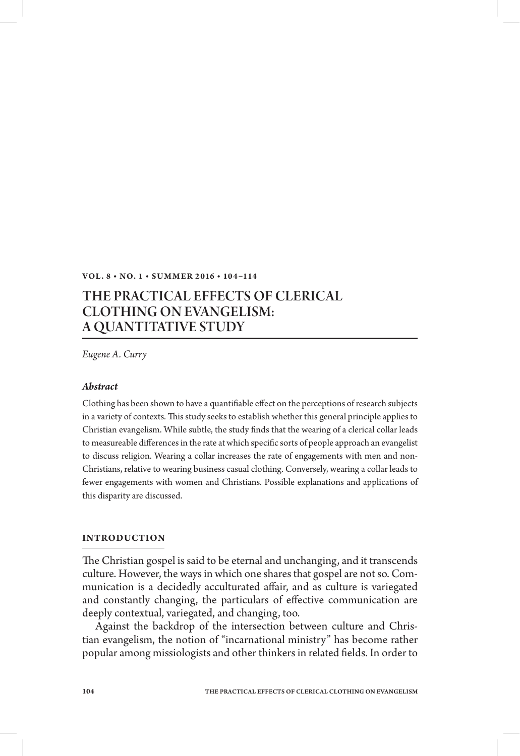# THE PRACTICAL EFFECTS OF CLERICAL CLOTHING ON EVANGELISM: A QUANTITATIVE STUDY

*Eugene A. Curry*

### *Abstract*

Clothing has been shown to have a quantifiable effect on the perceptions of research subjects in a variety of contexts. This study seeks to establish whether this general principle applies to Christian evangelism. While subtle, the study finds that the wearing of a clerical collar leads to measureable differences in the rate at which specific sorts of people approach an evangelist to discuss religion. Wearing a collar increases the rate of engagements with men and non-Christians, relative to wearing business casual clothing. Conversely, wearing a collar leads to fewer engagements with women and Christians. Possible explanations and applications of this disparity are discussed.

## INTRODUCTION

The Christian gospel is said to be eternal and unchanging, and it transcends culture. However, the ways in which one shares that gospel are not so. Communication is a decidedly acculturated affair, and as culture is variegated and constantly changing, the particulars of effective communication are deeply contextual, variegated, and changing, too.

Against the backdrop of the intersection between culture and Christian evangelism, the notion of "incarnational ministry" has become rather popular among missiologists and other thinkers in related fields. In order to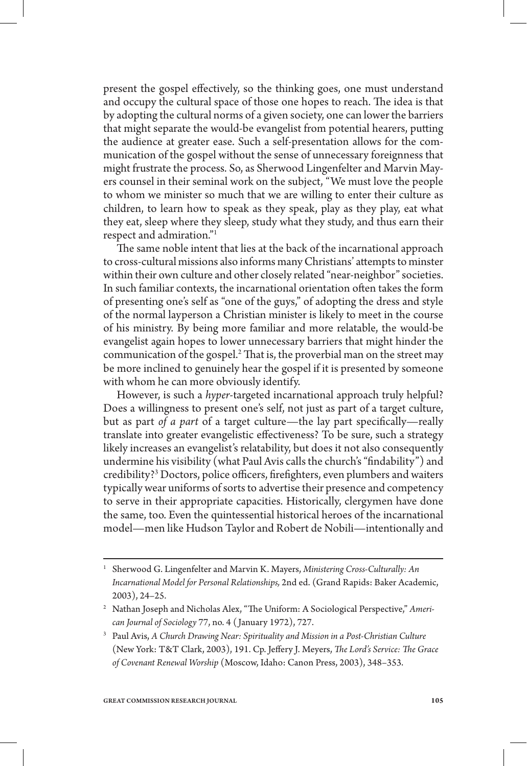present the gospel effectively, so the thinking goes, one must understand and occupy the cultural space of those one hopes to reach. The idea is that by adopting the cultural norms of a given society, one can lower the barriers that might separate the would-be evangelist from potential hearers, putting the audience at greater ease. Such a self-presentation allows for the communication of the gospel without the sense of unnecessary foreignness that might frustrate the process. So, as Sherwood Lingenfelter and Marvin Mayers counsel in their seminal work on the subject, "We must love the people to whom we minister so much that we are willing to enter their culture as children, to learn how to speak as they speak, play as they play, eat what they eat, sleep where they sleep, study what they study, and thus earn their respect and admiration."[1]

The same noble intent that lies at the back of the incarnational approach to cross-cultural missions also informs many Christians' attempts to minster within their own culture and other closely related "near-neighbor" societies. In such familiar contexts, the incarnational orientation often takes the form of presenting one's self as "one of the guys," of adopting the dress and style of the normal layperson a Christian minister is likely to meet in the course of his ministry. By being more familiar and more relatable, the would-be evangelist again hopes to lower unnecessary barriers that might hinder the communication of the gospel.[2] That is, the proverbial man on the street may be more inclined to genuinely hear the gospel if it is presented by someone with whom he can more obviously identify.

However, is such a *hyper*-targeted incarnational approach truly helpful? Does a willingness to present one's self, not just as part of a target culture, but as part *of a part* of a target culture—the lay part specifically—really translate into greater evangelistic effectiveness? To be sure, such a strategy likely increases an evangelist's relatability, but does it not also consequently undermine his visibility (what Paul Avis calls the church's "findability") and credibility?[3] Doctors, police officers, firefighters, even plumbers and waiters typically wear uniforms of sorts to advertise their presence and competency to serve in their appropriate capacities. Historically, clergymen have done the same, too. Even the quintessential historical heroes of the incarnational model—men like Hudson Taylor and Robert de Nobili—intentionally and

---

[1] Sherwood G. Lingenfelter and Marvin K. Mayers, *Ministering Cross-Culturally: An Incarnational Model for Personal Relationships,* 2nd ed. (Grand Rapids: Baker Academic, 2003), 24–25.

[2] Nathan Joseph and Nicholas Alex, "The Uniform: A Sociological Perspective," *American Journal of Sociology* 77, no. 4 (January 1972), 727.

[3] Paul Avis, *A Church Drawing Near: Spirituality and Mission in a Post-Christian Culture* (New York: T&T Clark, 2003), 191. Cp. Jeffery J. Meyers, *The Lord's Service: The Grace of Covenant Renewal Worship* (Moscow, Idaho: Canon Press, 2003), 348–353.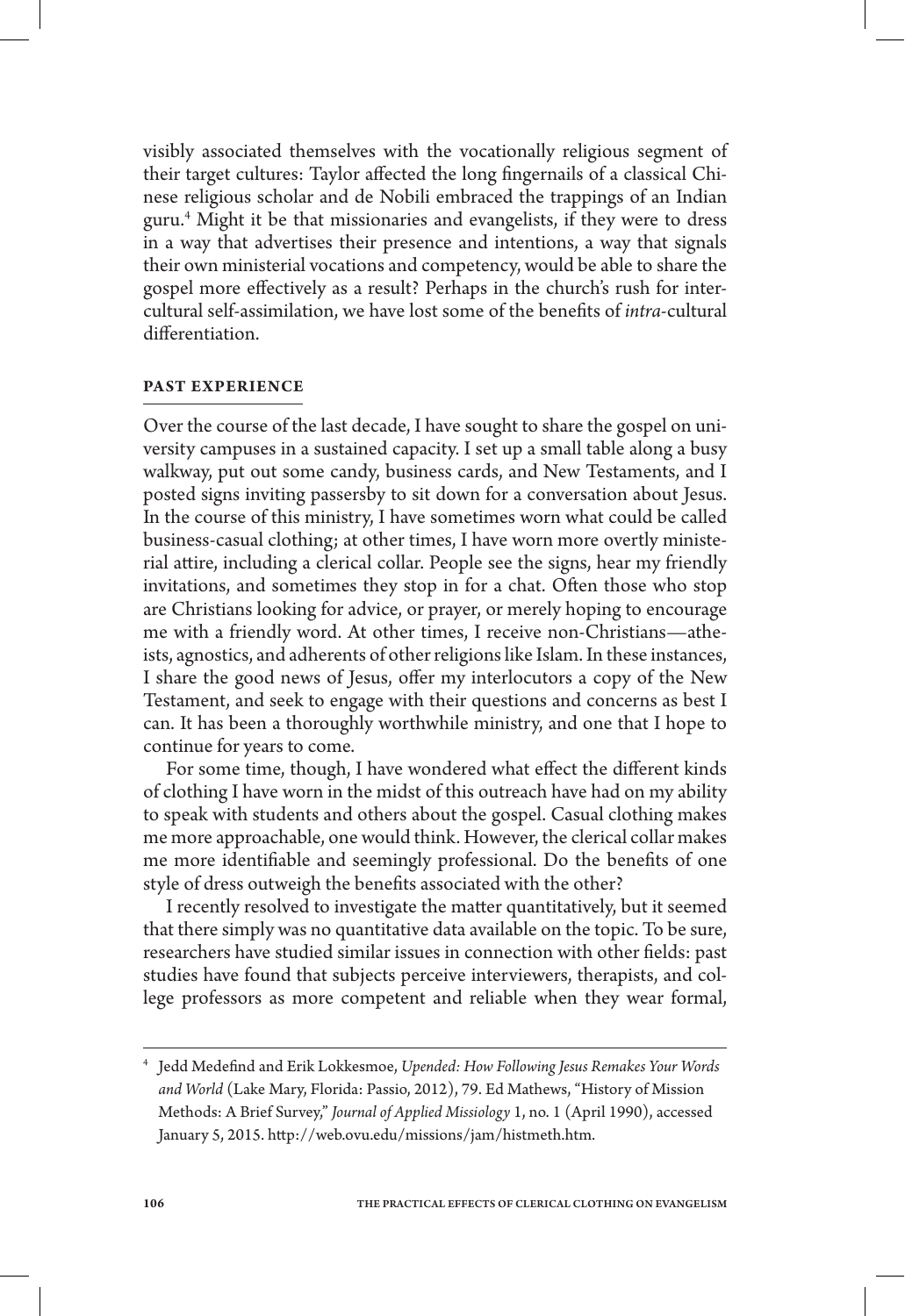visibly associated themselves with the vocationally religious segment of their target cultures: Taylor affected the long fingernails of a classical Chinese religious scholar and de Nobili embraced the trappings of an Indian guru.[4] Might it be that missionaries and evangelists, if they were to dress in a way that advertises their presence and intentions, a way that signals their own ministerial vocations and competency, would be able to share the gospel more effectively as a result? Perhaps in the church's rush for intercultural self-assimilation, we have lost some of the benefits of *intra*-cultural differentiation.

## PAST EXPERIENCE

Over the course of the last decade, I have sought to share the gospel on university campuses in a sustained capacity. I set up a small table along a busy walkway, put out some candy, business cards, and New Testaments, and I posted signs inviting passersby to sit down for a conversation about Jesus. In the course of this ministry, I have sometimes worn what could be called business-casual clothing; at other times, I have worn more overtly ministerial attire, including a clerical collar. People see the signs, hear my friendly invitations, and sometimes they stop in for a chat. Often those who stop are Christians looking for advice, or prayer, or merely hoping to encourage me with a friendly word. At other times, I receive non-Christians—atheists, agnostics, and adherents of other religions like Islam. In these instances, I share the good news of Jesus, offer my interlocutors a copy of the New Testament, and seek to engage with their questions and concerns as best I can. It has been a thoroughly worthwhile ministry, and one that I hope to continue for years to come.

For some time, though, I have wondered what effect the different kinds of clothing I have worn in the midst of this outreach have had on my ability to speak with students and others about the gospel. Casual clothing makes me more approachable, one would think. However, the clerical collar makes me more identifiable and seemingly professional. Do the benefits of one style of dress outweigh the benefits associated with the other?

I recently resolved to investigate the matter quantitatively, but it seemed that there simply was no quantitative data available on the topic. To be sure, researchers have studied similar issues in connection with other fields: past studies have found that subjects perceive interviewers, therapists, and college professors as more competent and reliable when they wear formal,

---

[4] Jedd Medefind and Erik Lokkesmoe, *Upended: How Following Jesus Remakes Your Words and World* (Lake Mary, Florida: Passio, 2012), 79. Ed Mathews, "History of Mission Methods: A Brief Survey," *Journal of Applied Missiology* 1, no. 1 (April 1990), accessed January 5, 2015. http://web.ovu.edu/missions/jam/histmeth.htm.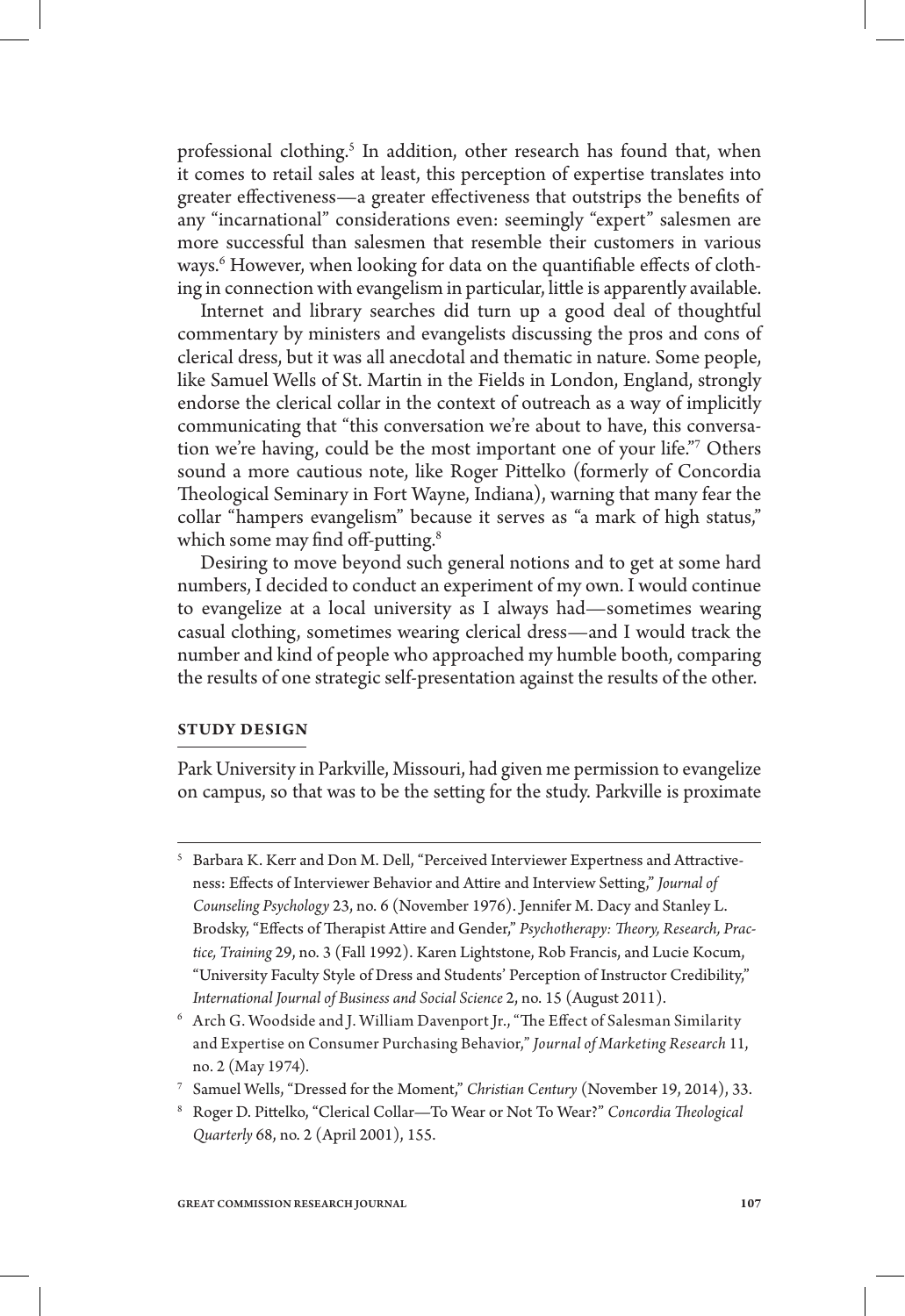professional clothing.[5] In addition, other research has found that, when it comes to retail sales at least, this perception of expertise translates into greater effectiveness—a greater effectiveness that outstrips the benefits of any "incarnational" considerations even: seemingly "expert" salesmen are more successful than salesmen that resemble their customers in various ways.[6] However, when looking for data on the quantifiable effects of clothing in connection with evangelism in particular, little is apparently available.

Internet and library searches did turn up a good deal of thoughtful commentary by ministers and evangelists discussing the pros and cons of clerical dress, but it was all anecdotal and thematic in nature. Some people, like Samuel Wells of St. Martin in the Fields in London, England, strongly endorse the clerical collar in the context of outreach as a way of implicitly communicating that "this conversation we're about to have, this conversation we're having, could be the most important one of your life."[7] Others sound a more cautious note, like Roger Pittelko (formerly of Concordia Theological Seminary in Fort Wayne, Indiana), warning that many fear the collar "hampers evangelism" because it serves as "a mark of high status," which some may find off-putting.[8]

Desiring to move beyond such general notions and to get at some hard numbers, I decided to conduct an experiment of my own. I would continue to evangelize at a local university as I always had—sometimes wearing casual clothing, sometimes wearing clerical dress—and I would track the number and kind of people who approached my humble booth, comparing the results of one strategic self-presentation against the results of the other.

## STUDY DESIGN

Park University in Parkville, Missouri, had given me permission to evangelize on campus, so that was to be the setting for the study. Parkville is proximate

---

[5] Barbara K. Kerr and Don M. Dell, "Perceived Interviewer Expertness and Attractiveness: Effects of Interviewer Behavior and Attire and Interview Setting," *Journal of Counseling Psychology* 23, no. 6 (November 1976). Jennifer M. Dacy and Stanley L. Brodsky, "Effects of Therapist Attire and Gender," *Psychotherapy: Theory, Research, Practice, Training* 29, no. 3 (Fall 1992). Karen Lightstone, Rob Francis, and Lucie Kocum, "University Faculty Style of Dress and Students' Perception of Instructor Credibility," *International Journal of Business and Social Science* 2, no. 15 (August 2011).

[6] Arch G. Woodside and J. William Davenport Jr., "The Effect of Salesman Similarity and Expertise on Consumer Purchasing Behavior," *Journal of Marketing Research* 11, no. 2 (May 1974).

[7] Samuel Wells, "Dressed for the Moment," *Christian Century* (November 19, 2014), 33.

[8] Roger D. Pittelko, "Clerical Collar—To Wear or Not To Wear?" *Concordia Theological Quarterly* 68, no. 2 (April 2001), 155.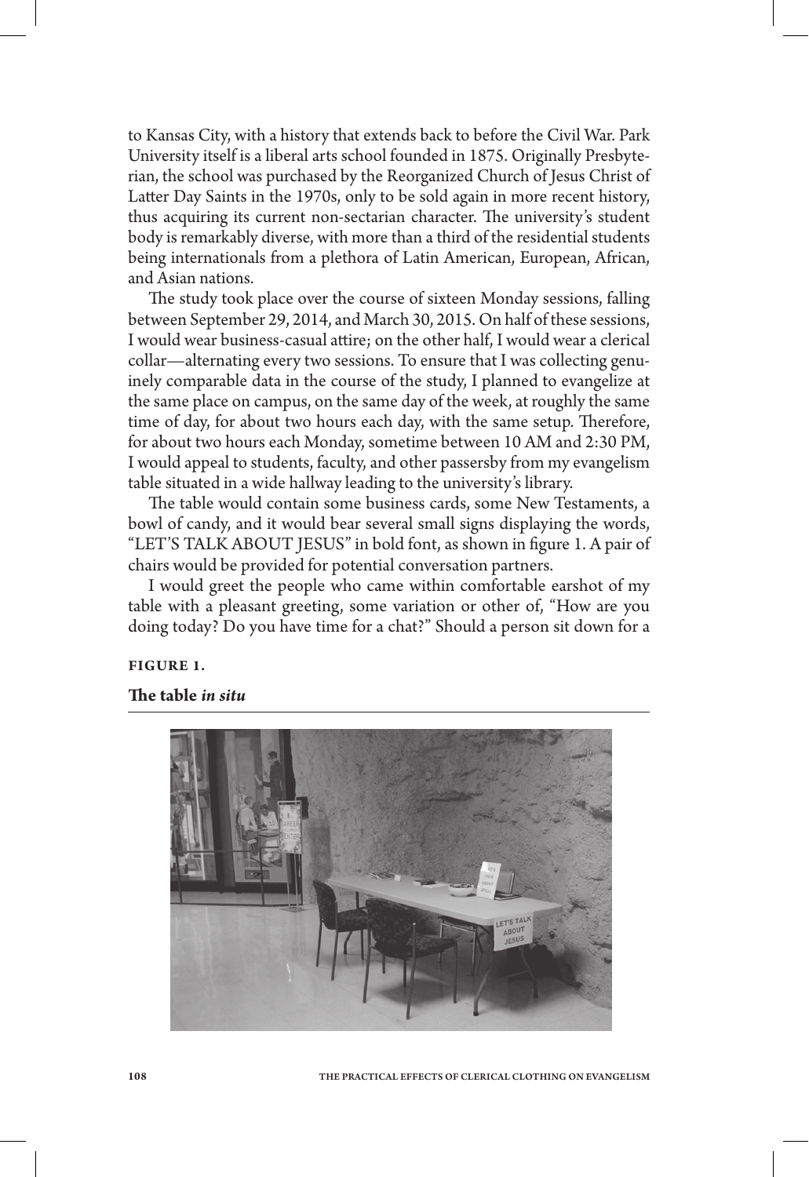to Kansas City, with a history that extends back to before the Civil War. Park University itself is a liberal arts school founded in 1875. Originally Presbyterian, the school was purchased by the Reorganized Church of Jesus Christ of Latter Day Saints in the 1970s, only to be sold again in more recent history, thus acquiring its current non-sectarian character. The university's student body is remarkably diverse, with more than a third of the residential students being internationals from a plethora of Latin American, European, African, and Asian nations.

The study took place over the course of sixteen Monday sessions, falling between September 29, 2014, and March 30, 2015. On half of these sessions, I would wear business-casual attire; on the other half, I would wear a clerical collar—alternating every two sessions. To ensure that I was collecting genuinely comparable data in the course of the study, I planned to evangelize at the same place on campus, on the same day of the week, at roughly the same time of day, for about two hours each day, with the same setup. Therefore, for about two hours each Monday, sometime between 10 AM and 2:30 PM, I would appeal to students, faculty, and other passersby from my evangelism table situated in a wide hallway leading to the university's library.

The table would contain some business cards, some New Testaments, a bowl of candy, and it would bear several small signs displaying the words, "LET'S TALK ABOUT JESUS" in bold font, as shown in figure 1. A pair of chairs would be provided for potential conversation partners.

I would greet the people who came within comfortable earshot of my table with a pleasant greeting, some variation or other of, "How are you doing today? Do you have time for a chat?" Should a person sit down for a

**FIGURE 1.**

**The table *in situ***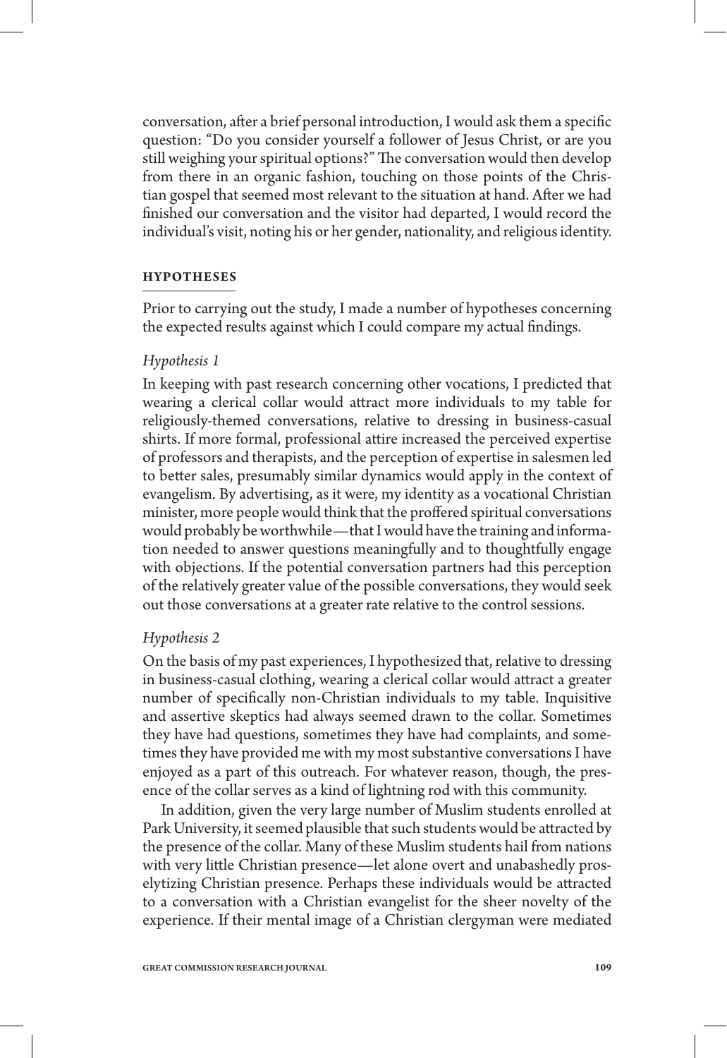conversation, after a brief personal introduction, I would ask them a specific question: "Do you consider yourself a follower of Jesus Christ, or are you still weighing your spiritual options?" The conversation would then develop from there in an organic fashion, touching on those points of the Christian gospel that seemed most relevant to the situation at hand. After we had finished our conversation and the visitor had departed, I would record the individual's visit, noting his or her gender, nationality, and religious identity.

## HYPOTHESES

Prior to carrying out the study, I made a number of hypotheses concerning the expected results against which I could compare my actual findings.

### *Hypothesis 1*

In keeping with past research concerning other vocations, I predicted that wearing a clerical collar would attract more individuals to my table for religiously-themed conversations, relative to dressing in business-casual shirts. If more formal, professional attire increased the perceived expertise of professors and therapists, and the perception of expertise in salesmen led to better sales, presumably similar dynamics would apply in the context of evangelism. By advertising, as it were, my identity as a vocational Christian minister, more people would think that the proffered spiritual conversations would probably be worthwhile—that I would have the training and information needed to answer questions meaningfully and to thoughtfully engage with objections. If the potential conversation partners had this perception of the relatively greater value of the possible conversations, they would seek out those conversations at a greater rate relative to the control sessions.

### *Hypothesis 2*

On the basis of my past experiences, I hypothesized that, relative to dressing in business-casual clothing, wearing a clerical collar would attract a greater number of specifically non-Christian individuals to my table. Inquisitive and assertive skeptics had always seemed drawn to the collar. Sometimes they have had questions, sometimes they have had complaints, and sometimes they have provided me with my most substantive conversations I have enjoyed as a part of this outreach. For whatever reason, though, the presence of the collar serves as a kind of lightning rod with this community.

In addition, given the very large number of Muslim students enrolled at Park University, it seemed plausible that such students would be attracted by the presence of the collar. Many of these Muslim students hail from nations with very little Christian presence—let alone overt and unabashedly proselytizing Christian presence. Perhaps these individuals would be attracted to a conversation with a Christian evangelist for the sheer novelty of the experience. If their mental image of a Christian clergyman were mediated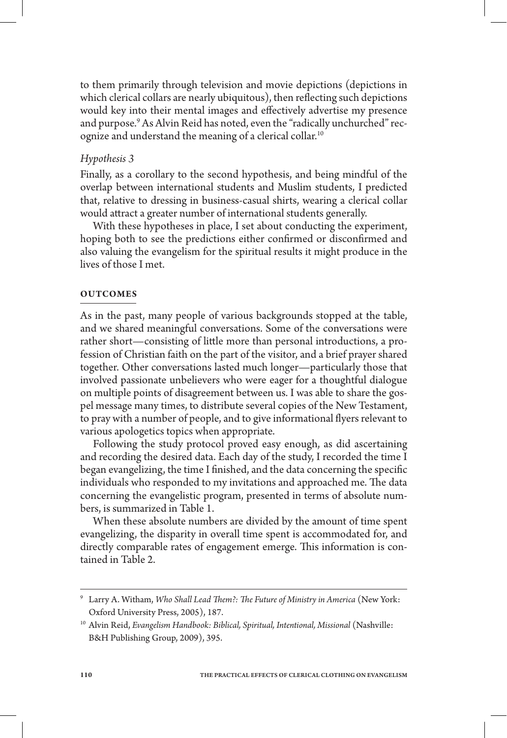to them primarily through television and movie depictions (depictions in which clerical collars are nearly ubiquitous), then reflecting such depictions would key into their mental images and effectively advertise my presence and purpose.[9] As Alvin Reid has noted, even the "radically unchurched" recognize and understand the meaning of a clerical collar.[10]

### *Hypothesis 3*

Finally, as a corollary to the second hypothesis, and being mindful of the overlap between international students and Muslim students, I predicted that, relative to dressing in business-casual shirts, wearing a clerical collar would attract a greater number of international students generally.

With these hypotheses in place, I set about conducting the experiment, hoping both to see the predictions either confirmed or disconfirmed and also valuing the evangelism for the spiritual results it might produce in the lives of those I met.

## OUTCOMES

As in the past, many people of various backgrounds stopped at the table, and we shared meaningful conversations. Some of the conversations were rather short—consisting of little more than personal introductions, a profession of Christian faith on the part of the visitor, and a brief prayer shared together. Other conversations lasted much longer—particularly those that involved passionate unbelievers who were eager for a thoughtful dialogue on multiple points of disagreement between us. I was able to share the gospel message many times, to distribute several copies of the New Testament, to pray with a number of people, and to give informational flyers relevant to various apologetics topics when appropriate.

Following the study protocol proved easy enough, as did ascertaining and recording the desired data. Each day of the study, I recorded the time I began evangelizing, the time I finished, and the data concerning the specific individuals who responded to my invitations and approached me. The data concerning the evangelistic program, presented in terms of absolute numbers, is summarized in Table 1.

When these absolute numbers are divided by the amount of time spent evangelizing, the disparity in overall time spent is accommodated for, and directly comparable rates of engagement emerge. This information is contained in Table 2.

---

[9] Larry A. Witham, *Who Shall Lead Them?: The Future of Ministry in America* (New York: Oxford University Press, 2005), 187.

[10] Alvin Reid, *Evangelism Handbook: Biblical, Spiritual, Intentional, Missional* (Nashville: B&H Publishing Group, 2009), 395.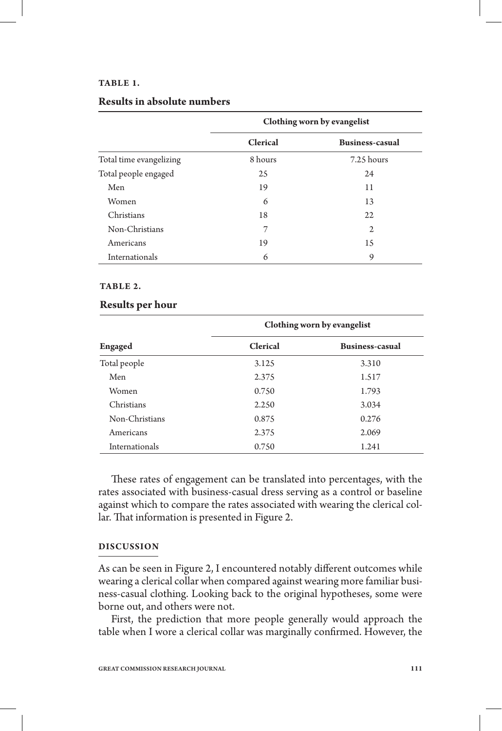**TABLE 1.**

**Results in absolute numbers**

| | Clothing worn by evangelist | |
|---|---|---|
| | **Clerical** | **Business-casual** |
| Total time evangelizing | 8 hours | 7.25 hours |
| Total people engaged | 25 | 24 |
| Men | 19 | 11 |
| Women | 6 | 13 |
| Christians | 18 | 22 |
| Non-Christians | 7 | 2 |
| Americans | 19 | 15 |
| Internationals | 6 | 9 |

**TABLE 2.**

**Results per hour**

| | Clothing worn by evangelist | |
|---|---|---|
| **Engaged** | **Clerical** | **Business-casual** |
| Total people | 3.125 | 3.310 |
| Men | 2.375 | 1.517 |
| Women | 0.750 | 1.793 |
| Christians | 2.250 | 3.034 |
| Non-Christians | 0.875 | 0.276 |
| Americans | 2.375 | 2.069 |
| Internationals | 0.750 | 1.241 |

These rates of engagement can be translated into percentages, with the rates associated with business-casual dress serving as a control or baseline against which to compare the rates associated with wearing the clerical collar. That information is presented in Figure 2.

## DISCUSSION

As can be seen in Figure 2, I encountered notably different outcomes while wearing a clerical collar when compared against wearing more familiar business-casual clothing. Looking back to the original hypotheses, some were borne out, and others were not.

First, the prediction that more people generally would approach the table when I wore a clerical collar was marginally confirmed. However, the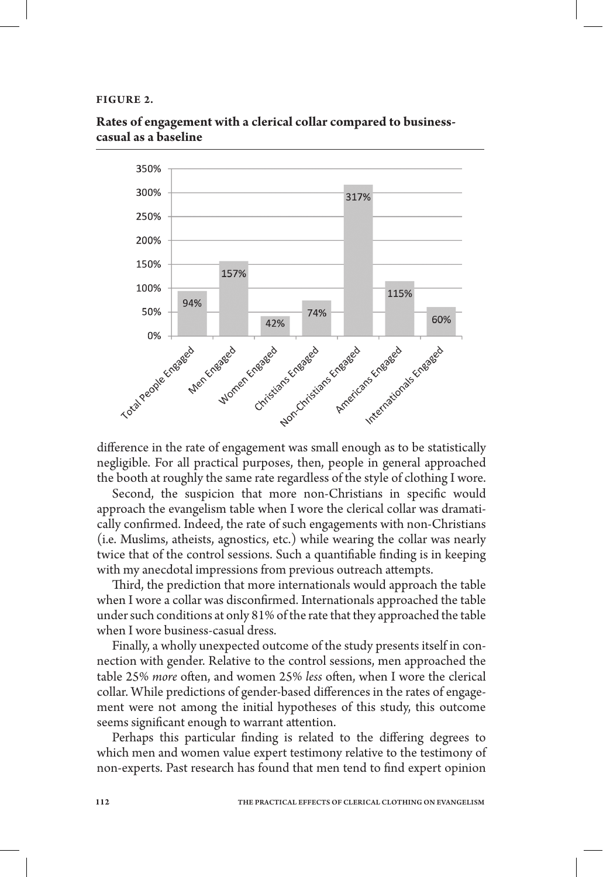**FIGURE 2.**

**Rates of engagement with a clerical collar compared to business-casual as a baseline**

| Category | Rate |
|---|---|
| Total People Engaged | 94% |
| Men Engaged | 157% |
| Women Engaged | 42% |
| Christians Engaged | 74% |
| Non-Christians Engaged | 317% |
| Americans Engaged | 115% |
| Internationals Engaged | 60% |

difference in the rate of engagement was small enough as to be statistically negligible. For all practical purposes, then, people in general approached the booth at roughly the same rate regardless of the style of clothing I wore.

Second, the suspicion that more non-Christians in specific would approach the evangelism table when I wore the clerical collar was dramatically confirmed. Indeed, the rate of such engagements with non-Christians (i.e. Muslims, atheists, agnostics, etc.) while wearing the collar was nearly twice that of the control sessions. Such a quantifiable finding is in keeping with my anecdotal impressions from previous outreach attempts.

Third, the prediction that more internationals would approach the table when I wore a collar was disconfirmed. Internationals approached the table under such conditions at only 81% of the rate that they approached the table when I wore business-casual dress.

Finally, a wholly unexpected outcome of the study presents itself in connection with gender. Relative to the control sessions, men approached the table 25% *more* often, and women 25% *less* often, when I wore the clerical collar. While predictions of gender-based differences in the rates of engagement were not among the initial hypotheses of this study, this outcome seems significant enough to warrant attention.

Perhaps this particular finding is related to the differing degrees to which men and women value expert testimony relative to the testimony of non-experts. Past research has found that men tend to find expert opinion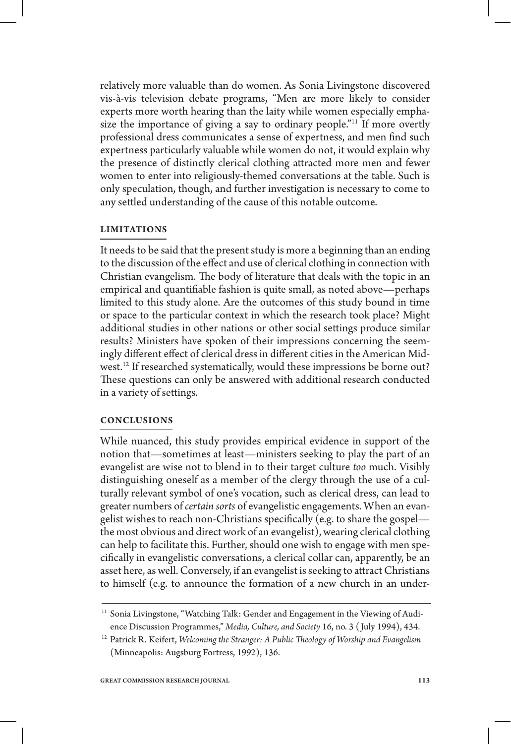relatively more valuable than do women. As Sonia Livingstone discovered vis-à-vis television debate programs, "Men are more likely to consider experts more worth hearing than the laity while women especially emphasize the importance of giving a say to ordinary people."[11] If more overtly professional dress communicates a sense of expertness, and men find such expertness particularly valuable while women do not, it would explain why the presence of distinctly clerical clothing attracted more men and fewer women to enter into religiously-themed conversations at the table. Such is only speculation, though, and further investigation is necessary to come to any settled understanding of the cause of this notable outcome.

## LIMITATIONS

It needs to be said that the present study is more a beginning than an ending to the discussion of the effect and use of clerical clothing in connection with Christian evangelism. The body of literature that deals with the topic in an empirical and quantifiable fashion is quite small, as noted above—perhaps limited to this study alone. Are the outcomes of this study bound in time or space to the particular context in which the research took place? Might additional studies in other nations or other social settings produce similar results? Ministers have spoken of their impressions concerning the seemingly different effect of clerical dress in different cities in the American Midwest.[12] If researched systematically, would these impressions be borne out? These questions can only be answered with additional research conducted in a variety of settings.

## CONCLUSIONS

While nuanced, this study provides empirical evidence in support of the notion that—sometimes at least—ministers seeking to play the part of an evangelist are wise not to blend in to their target culture *too* much. Visibly distinguishing oneself as a member of the clergy through the use of a culturally relevant symbol of one's vocation, such as clerical dress, can lead to greater numbers of *certain sorts* of evangelistic engagements. When an evangelist wishes to reach non-Christians specifically (e.g. to share the gospel—the most obvious and direct work of an evangelist), wearing clerical clothing can help to facilitate this. Further, should one wish to engage with men specifically in evangelistic conversations, a clerical collar can, apparently, be an asset here, as well. Conversely, if an evangelist is seeking to attract Christians to himself (e.g. to announce the formation of a new church in an under-

---

[11] Sonia Livingstone, "Watching Talk: Gender and Engagement in the Viewing of Audience Discussion Programmes," *Media, Culture, and Society* 16, no. 3 (July 1994), 434.

[12] Patrick R. Keifert, *Welcoming the Stranger: A Public Theology of Worship and Evangelism* (Minneapolis: Augsburg Fortress, 1992), 136.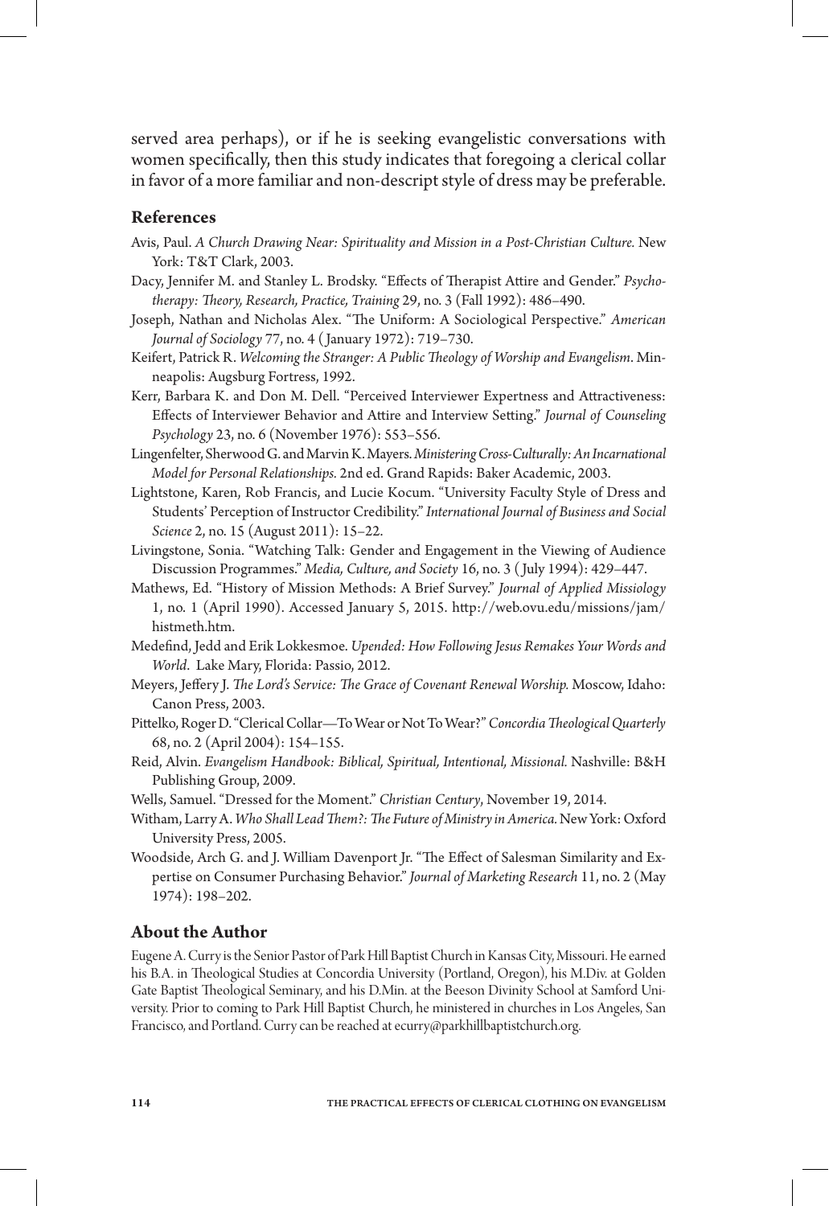served area perhaps), or if he is seeking evangelistic conversations with women specifically, then this study indicates that foregoing a clerical collar in favor of a more familiar and non-descript style of dress may be preferable.

## References

Avis, Paul. *A Church Drawing Near: Spirituality and Mission in a Post-Christian Culture.* New York: T&T Clark, 2003.

Dacy, Jennifer M. and Stanley L. Brodsky. "Effects of Therapist Attire and Gender." *Psychotherapy: Theory, Research, Practice, Training* 29, no. 3 (Fall 1992): 486–490.

Joseph, Nathan and Nicholas Alex. "The Uniform: A Sociological Perspective." *American Journal of Sociology* 77, no. 4 (January 1972): 719–730.

Keifert, Patrick R. *Welcoming the Stranger: A Public Theology of Worship and Evangelism*. Minneapolis: Augsburg Fortress, 1992.

Kerr, Barbara K. and Don M. Dell. "Perceived Interviewer Expertness and Attractiveness: Effects of Interviewer Behavior and Attire and Interview Setting." *Journal of Counseling Psychology* 23, no. 6 (November 1976): 553–556.

Lingenfelter, Sherwood G. and Marvin K. Mayers. *Ministering Cross-Culturally: An Incarnational Model for Personal Relationships.* 2nd ed. Grand Rapids: Baker Academic, 2003.

Lightstone, Karen, Rob Francis, and Lucie Kocum. "University Faculty Style of Dress and Students' Perception of Instructor Credibility." *International Journal of Business and Social Science* 2, no. 15 (August 2011): 15–22.

Livingstone, Sonia. "Watching Talk: Gender and Engagement in the Viewing of Audience Discussion Programmes." *Media, Culture, and Society* 16, no. 3 (July 1994): 429–447.

Mathews, Ed. "History of Mission Methods: A Brief Survey." *Journal of Applied Missiology* 1, no. 1 (April 1990). Accessed January 5, 2015. http://web.ovu.edu/missions/jam/histmeth.htm.

Medefind, Jedd and Erik Lokkesmoe. *Upended: How Following Jesus Remakes Your Words and World*. Lake Mary, Florida: Passio, 2012.

Meyers, Jeffery J. *The Lord's Service: The Grace of Covenant Renewal Worship.* Moscow, Idaho: Canon Press, 2003.

Pittelko, Roger D. "Clerical Collar—To Wear or Not To Wear?" *Concordia Theological Quarterly* 68, no. 2 (April 2004): 154–155.

Reid, Alvin. *Evangelism Handbook: Biblical, Spiritual, Intentional, Missional.* Nashville: B&H Publishing Group, 2009.

Wells, Samuel. "Dressed for the Moment." *Christian Century*, November 19, 2014.

Witham, Larry A. *Who Shall Lead Them?: The Future of Ministry in America.* New York: Oxford University Press, 2005.

Woodside, Arch G. and J. William Davenport Jr. "The Effect of Salesman Similarity and Expertise on Consumer Purchasing Behavior." *Journal of Marketing Research* 11, no. 2 (May 1974): 198–202.

## About the Author

Eugene A. Curry is the Senior Pastor of Park Hill Baptist Church in Kansas City, Missouri. He earned his B.A. in Theological Studies at Concordia University (Portland, Oregon), his M.Div. at Golden Gate Baptist Theological Seminary, and his D.Min. at the Beeson Divinity School at Samford University. Prior to coming to Park Hill Baptist Church, he ministered in churches in Los Angeles, San Francisco, and Portland. Curry can be reached at ecurry@parkhillbaptistchurch.org.